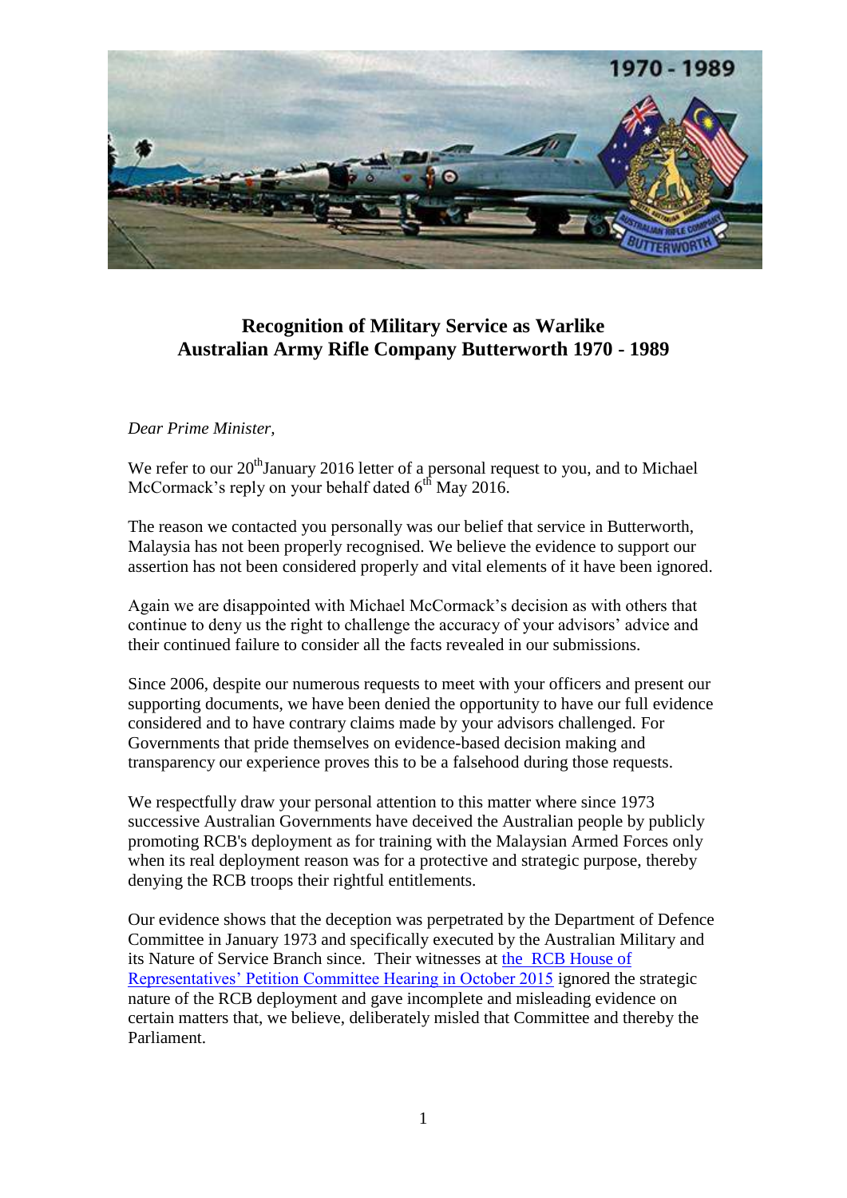## Recognition of Military Service as Warlike
## Australian Army Rifle Company Butterworth 1970 - 1989

*Dear Prime Minister,*

We refer to our 20th January 2016 letter of a personal request to you, and to Michael McCormack's reply on your behalf dated 6th May 2016.

The reason we contacted you personally was our belief that service in Butterworth, Malaysia has not been properly recognised. We believe the evidence to support our assertion has not been considered properly and vital elements of it have been ignored.

Again we are disappointed with Michael McCormack's decision as with others that continue to deny us the right to challenge the accuracy of your advisors' advice and their continued failure to consider all the facts revealed in our submissions.

Since 2006, despite our numerous requests to meet with your officers and present our supporting documents, we have been denied the opportunity to have our full evidence considered and to have contrary claims made by your advisors challenged. For Governments that pride themselves on evidence-based decision making and transparency our experience proves this to be a falsehood during those requests.

We respectfully draw your personal attention to this matter where since 1973 successive Australian Governments have deceived the Australian people by publicly promoting RCB's deployment as for training with the Malaysian Armed Forces only when its real deployment reason was for a protective and strategic purpose, thereby denying the RCB troops their rightful entitlements.

Our evidence shows that the deception was perpetrated by the Department of Defence Committee in January 1973 and specifically executed by the Australian Military and its Nature of Service Branch since. Their witnesses at the RCB House of Representatives' Petition Committee Hearing in October 2015 ignored the strategic nature of the RCB deployment and gave incomplete and misleading evidence on certain matters that, we believe, deliberately misled that Committee and thereby the Parliament.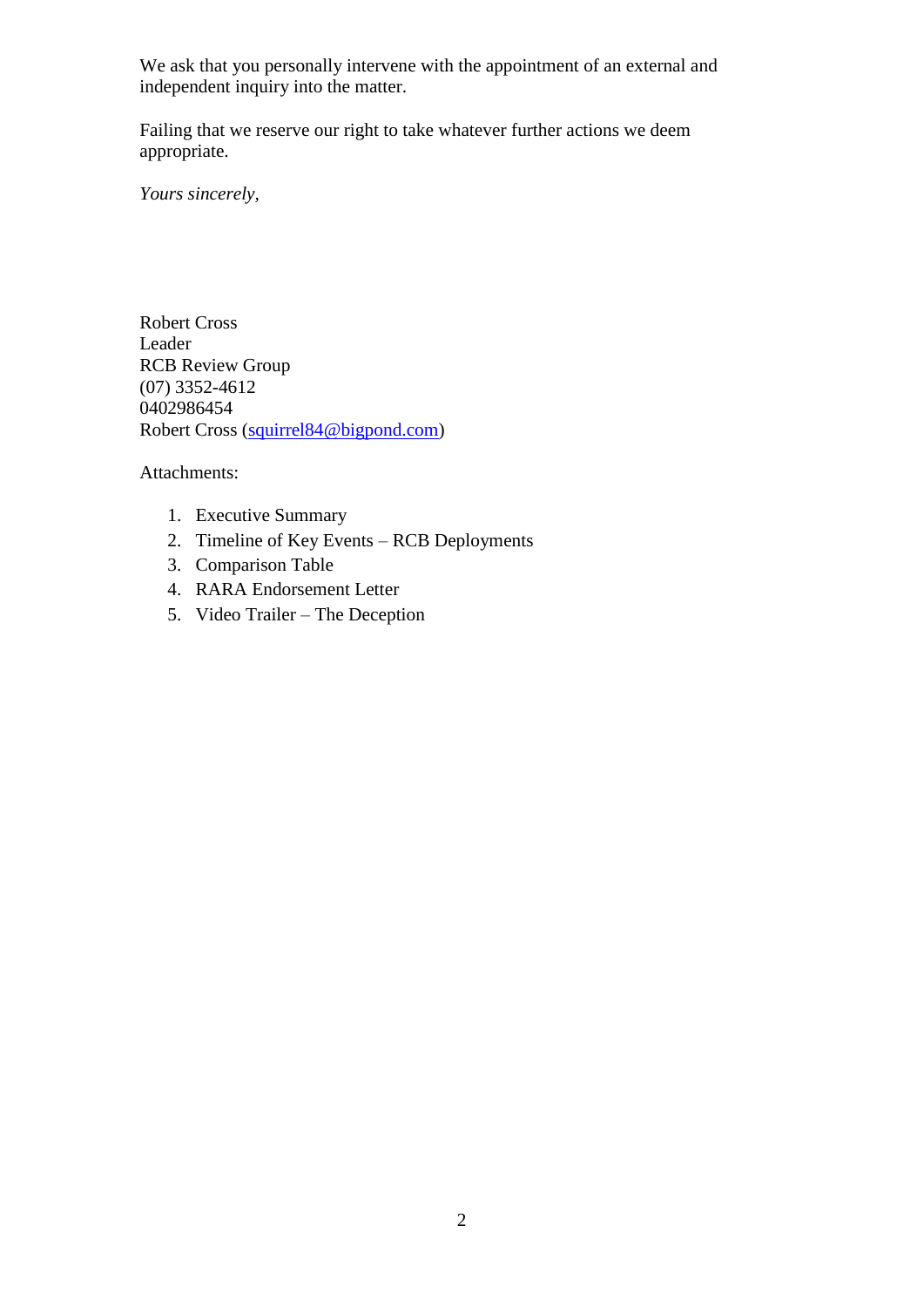We ask that you personally intervene with the appointment of an external and independent inquiry into the matter.

Failing that we reserve our right to take whatever further actions we deem appropriate.

*Yours sincerely,*

Robert Cross
Leader
RCB Review Group
(07) 3352-4612
0402986454
Robert Cross (squirrel84@bigpond.com)

Attachments:

1. Executive Summary
2. Timeline of Key Events – RCB Deployments
3. Comparison Table
4. RARA Endorsement Letter
5. Video Trailer – The Deception